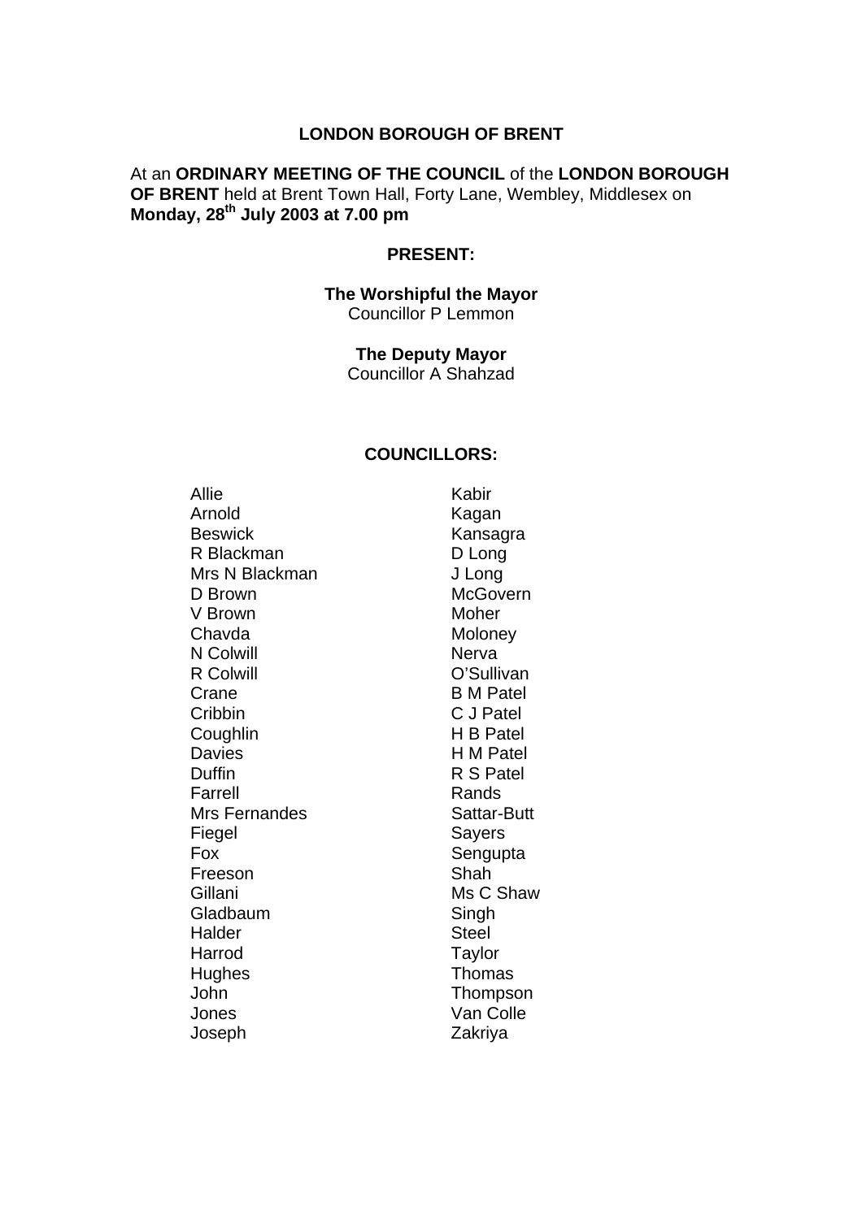**LONDON BOROUGH OF BRENT**

At an **ORDINARY MEETING OF THE COUNCIL** of the **LONDON BOROUGH OF BRENT** held at Brent Town Hall, Forty Lane, Wembley, Middlesex on **Monday, 28th July 2003 at 7.00 pm**

**PRESENT:**

**The Worshipful the Mayor**
Councillor P Lemmon

**The Deputy Mayor**
Councillor A Shahzad

**COUNCILLORS:**

| | |
|---|---|
| Allie | Kabir |
| Arnold | Kagan |
| Beswick | Kansagra |
| R Blackman | D Long |
| Mrs N Blackman | J Long |
| D Brown | McGovern |
| V Brown | Moher |
| Chavda | Moloney |
| N Colwill | Nerva |
| R Colwill | O'Sullivan |
| Crane | B M Patel |
| Cribbin | C J Patel |
| Coughlin | H B Patel |
| Davies | H M Patel |
| Duffin | R S Patel |
| Farrell | Rands |
| Mrs Fernandes | Sattar-Butt |
| Fiegel | Sayers |
| Fox | Sengupta |
| Freeson | Shah |
| Gillani | Ms C Shaw |
| Gladbaum | Singh |
| Halder | Steel |
| Harrod | Taylor |
| Hughes | Thomas |
| John | Thompson |
| Jones | Van Colle |
| Joseph | Zakriya |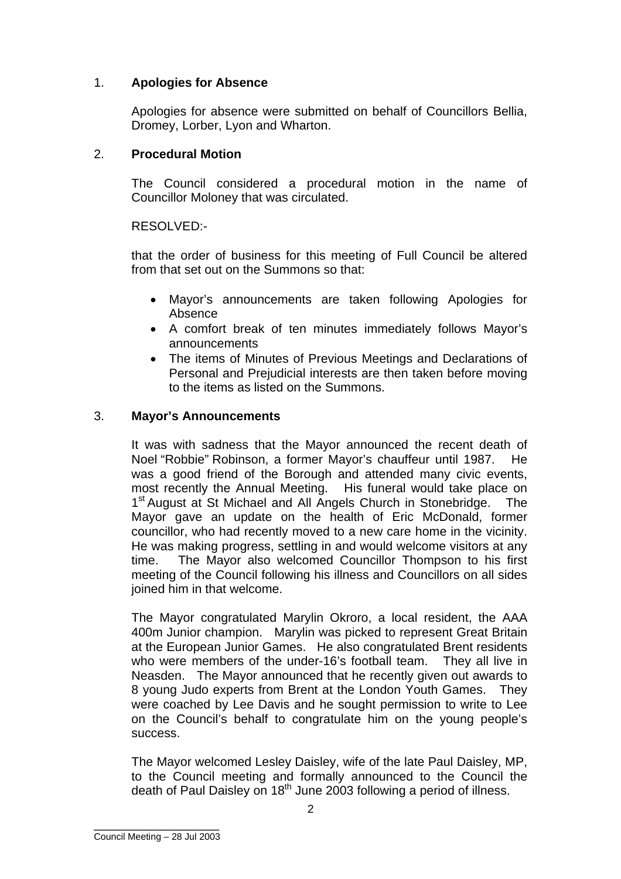## 1. **Apologies for Absence**

Apologies for absence were submitted on behalf of Councillors Bellia, Dromey, Lorber, Lyon and Wharton.

## 2. **Procedural Motion**

The Council considered a procedural motion in the name of Councillor Moloney that was circulated.

RESOLVED:-

that the order of business for this meeting of Full Council be altered from that set out on the Summons so that:

- Mayor's announcements are taken following Apologies for Absence
- A comfort break of ten minutes immediately follows Mayor's announcements
- The items of Minutes of Previous Meetings and Declarations of Personal and Prejudicial interests are then taken before moving to the items as listed on the Summons.

## 3. **Mayor's Announcements**

It was with sadness that the Mayor announced the recent death of Noel "Robbie" Robinson, a former Mayor's chauffeur until 1987. He was a good friend of the Borough and attended many civic events, most recently the Annual Meeting. His funeral would take place on 1st August at St Michael and All Angels Church in Stonebridge. The Mayor gave an update on the health of Eric McDonald, former councillor, who had recently moved to a new care home in the vicinity. He was making progress, settling in and would welcome visitors at any time. The Mayor also welcomed Councillor Thompson to his first meeting of the Council following his illness and Councillors on all sides joined him in that welcome.

The Mayor congratulated Marylin Okroro, a local resident, the AAA 400m Junior champion. Marylin was picked to represent Great Britain at the European Junior Games. He also congratulated Brent residents who were members of the under-16's football team. They all live in Neasden. The Mayor announced that he recently given out awards to 8 young Judo experts from Brent at the London Youth Games. They were coached by Lee Davis and he sought permission to write to Lee on the Council's behalf to congratulate him on the young people's success.

The Mayor welcomed Lesley Daisley, wife of the late Paul Daisley, MP, to the Council meeting and formally announced to the Council the death of Paul Daisley on 18th June 2003 following a period of illness.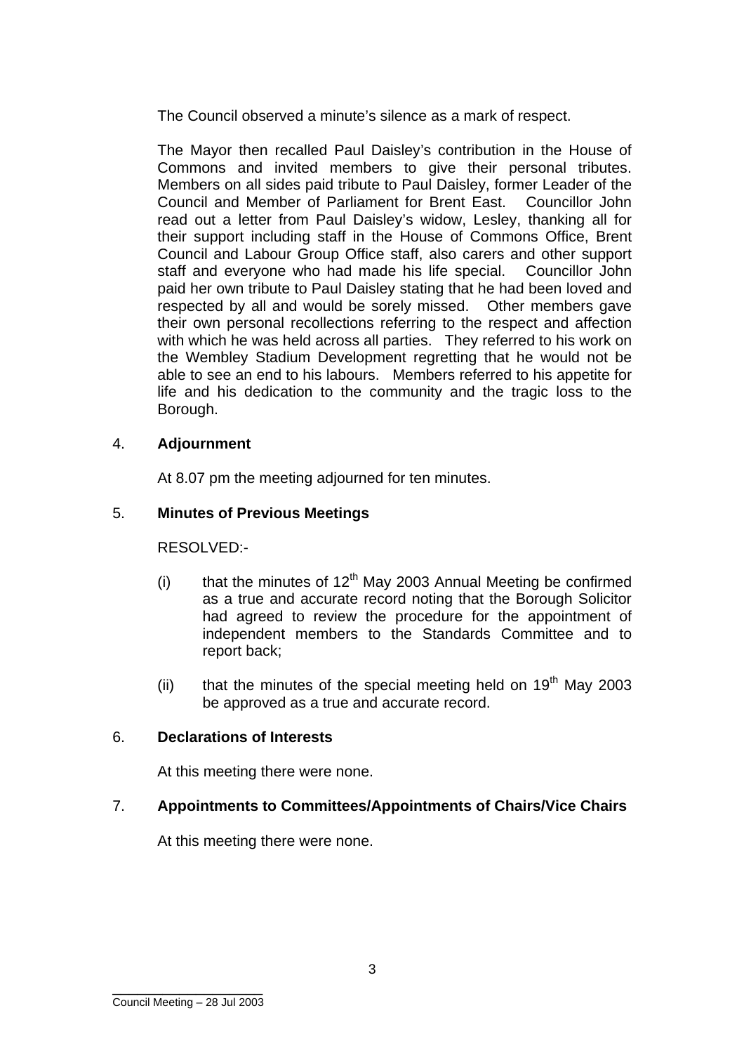The Council observed a minute's silence as a mark of respect.

The Mayor then recalled Paul Daisley's contribution in the House of Commons and invited members to give their personal tributes. Members on all sides paid tribute to Paul Daisley, former Leader of the Council and Member of Parliament for Brent East. Councillor John read out a letter from Paul Daisley's widow, Lesley, thanking all for their support including staff in the House of Commons Office, Brent Council and Labour Group Office staff, also carers and other support staff and everyone who had made his life special. Councillor John paid her own tribute to Paul Daisley stating that he had been loved and respected by all and would be sorely missed. Other members gave their own personal recollections referring to the respect and affection with which he was held across all parties. They referred to his work on the Wembley Stadium Development regretting that he would not be able to see an end to his labours. Members referred to his appetite for life and his dedication to the community and the tragic loss to the Borough.

4. **Adjournment**

At 8.07 pm the meeting adjourned for ten minutes.

5. **Minutes of Previous Meetings**

RESOLVED:-

(i) that the minutes of 12th May 2003 Annual Meeting be confirmed as a true and accurate record noting that the Borough Solicitor had agreed to review the procedure for the appointment of independent members to the Standards Committee and to report back;

(ii) that the minutes of the special meeting held on 19th May 2003 be approved as a true and accurate record.

6. **Declarations of Interests**

At this meeting there were none.

7. **Appointments to Committees/Appointments of Chairs/Vice Chairs**

At this meeting there were none.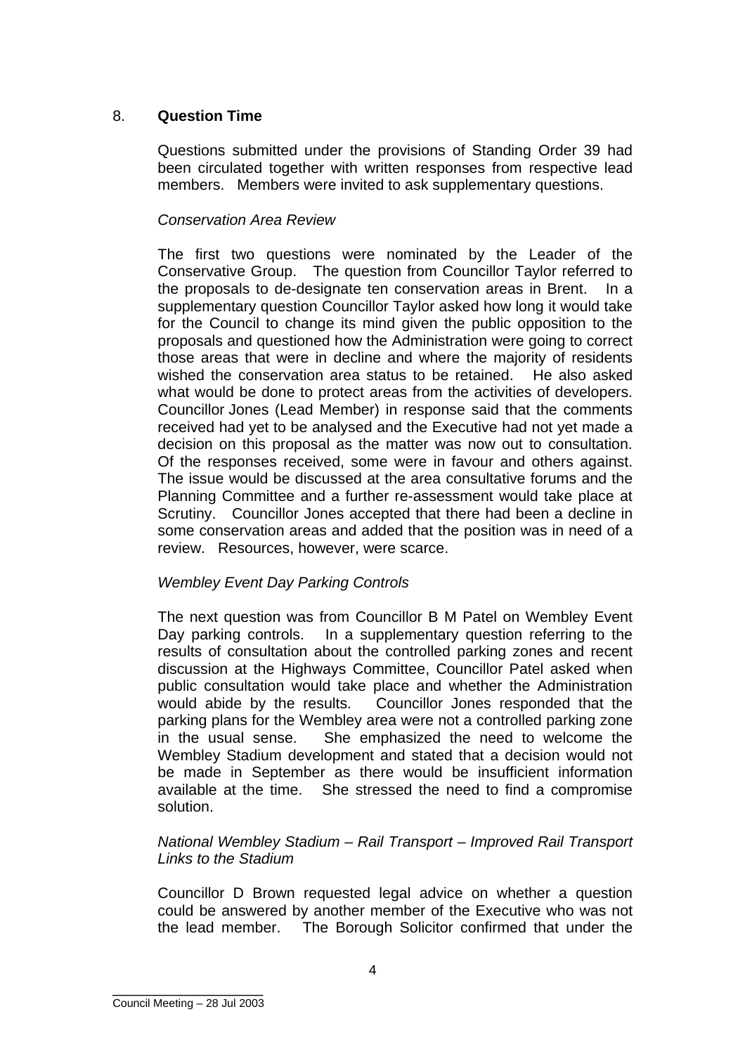## 8. **Question Time**

Questions submitted under the provisions of Standing Order 39 had been circulated together with written responses from respective lead members. Members were invited to ask supplementary questions.

*Conservation Area Review*

The first two questions were nominated by the Leader of the Conservative Group. The question from Councillor Taylor referred to the proposals to de-designate ten conservation areas in Brent. In a supplementary question Councillor Taylor asked how long it would take for the Council to change its mind given the public opposition to the proposals and questioned how the Administration were going to correct those areas that were in decline and where the majority of residents wished the conservation area status to be retained. He also asked what would be done to protect areas from the activities of developers. Councillor Jones (Lead Member) in response said that the comments received had yet to be analysed and the Executive had not yet made a decision on this proposal as the matter was now out to consultation. Of the responses received, some were in favour and others against. The issue would be discussed at the area consultative forums and the Planning Committee and a further re-assessment would take place at Scrutiny. Councillor Jones accepted that there had been a decline in some conservation areas and added that the position was in need of a review. Resources, however, were scarce.

*Wembley Event Day Parking Controls*

The next question was from Councillor B M Patel on Wembley Event Day parking controls. In a supplementary question referring to the results of consultation about the controlled parking zones and recent discussion at the Highways Committee, Councillor Patel asked when public consultation would take place and whether the Administration would abide by the results. Councillor Jones responded that the parking plans for the Wembley area were not a controlled parking zone in the usual sense. She emphasized the need to welcome the Wembley Stadium development and stated that a decision would not be made in September as there would be insufficient information available at the time. She stressed the need to find a compromise solution.

*National Wembley Stadium – Rail Transport – Improved Rail Transport Links to the Stadium*

Councillor D Brown requested legal advice on whether a question could be answered by another member of the Executive who was not the lead member. The Borough Solicitor confirmed that under the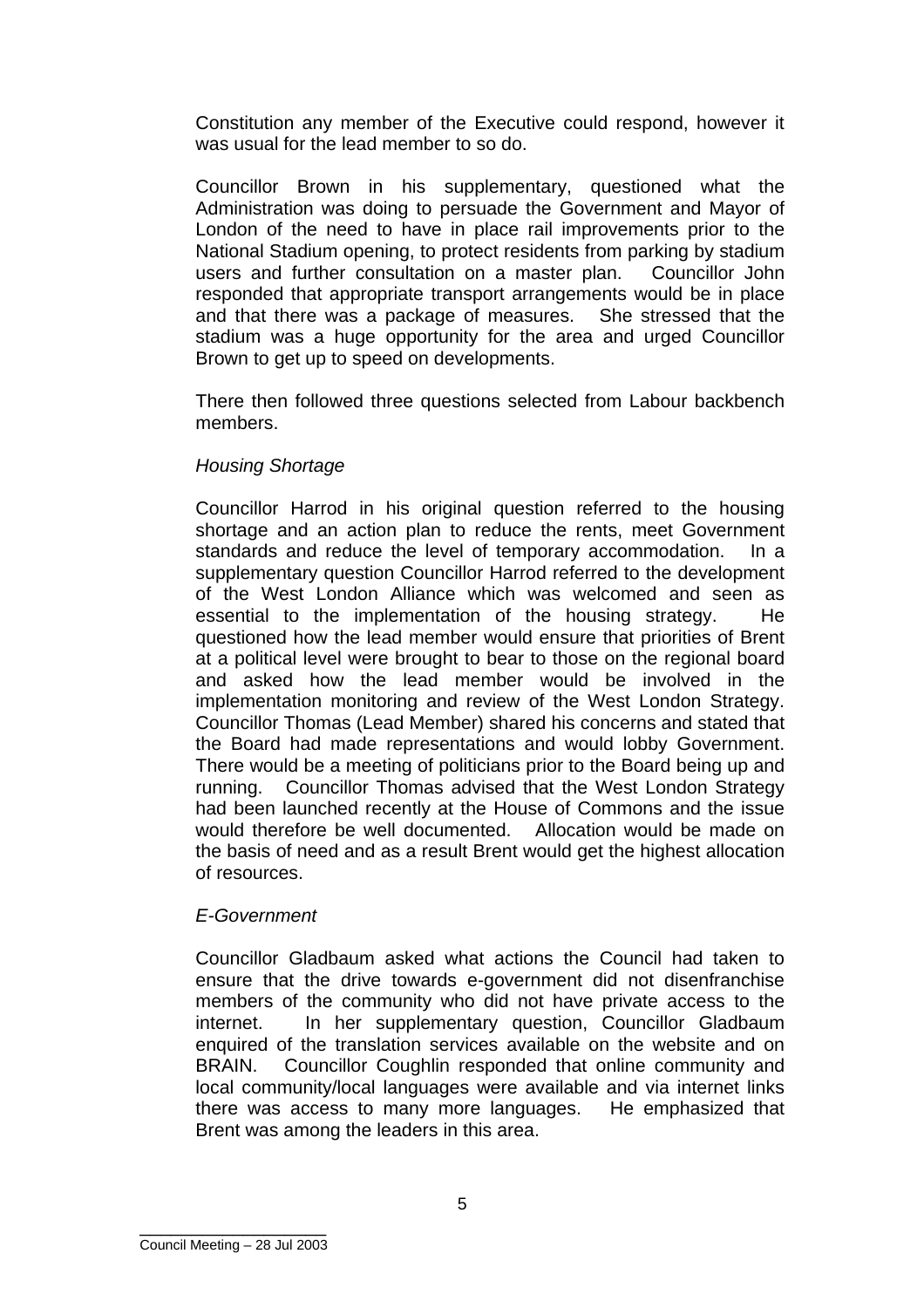Constitution any member of the Executive could respond, however it was usual for the lead member to so do.

Councillor Brown in his supplementary, questioned what the Administration was doing to persuade the Government and Mayor of London of the need to have in place rail improvements prior to the National Stadium opening, to protect residents from parking by stadium users and further consultation on a master plan. Councillor John responded that appropriate transport arrangements would be in place and that there was a package of measures. She stressed that the stadium was a huge opportunity for the area and urged Councillor Brown to get up to speed on developments.

There then followed three questions selected from Labour backbench members.

*Housing Shortage*

Councillor Harrod in his original question referred to the housing shortage and an action plan to reduce the rents, meet Government standards and reduce the level of temporary accommodation. In a supplementary question Councillor Harrod referred to the development of the West London Alliance which was welcomed and seen as essential to the implementation of the housing strategy. He questioned how the lead member would ensure that priorities of Brent at a political level were brought to bear to those on the regional board and asked how the lead member would be involved in the implementation monitoring and review of the West London Strategy. Councillor Thomas (Lead Member) shared his concerns and stated that the Board had made representations and would lobby Government. There would be a meeting of politicians prior to the Board being up and running. Councillor Thomas advised that the West London Strategy had been launched recently at the House of Commons and the issue would therefore be well documented. Allocation would be made on the basis of need and as a result Brent would get the highest allocation of resources.

*E-Government*

Councillor Gladbaum asked what actions the Council had taken to ensure that the drive towards e-government did not disenfranchise members of the community who did not have private access to the internet. In her supplementary question, Councillor Gladbaum enquired of the translation services available on the website and on BRAIN. Councillor Coughlin responded that online community and local community/local languages were available and via internet links there was access to many more languages. He emphasized that Brent was among the leaders in this area.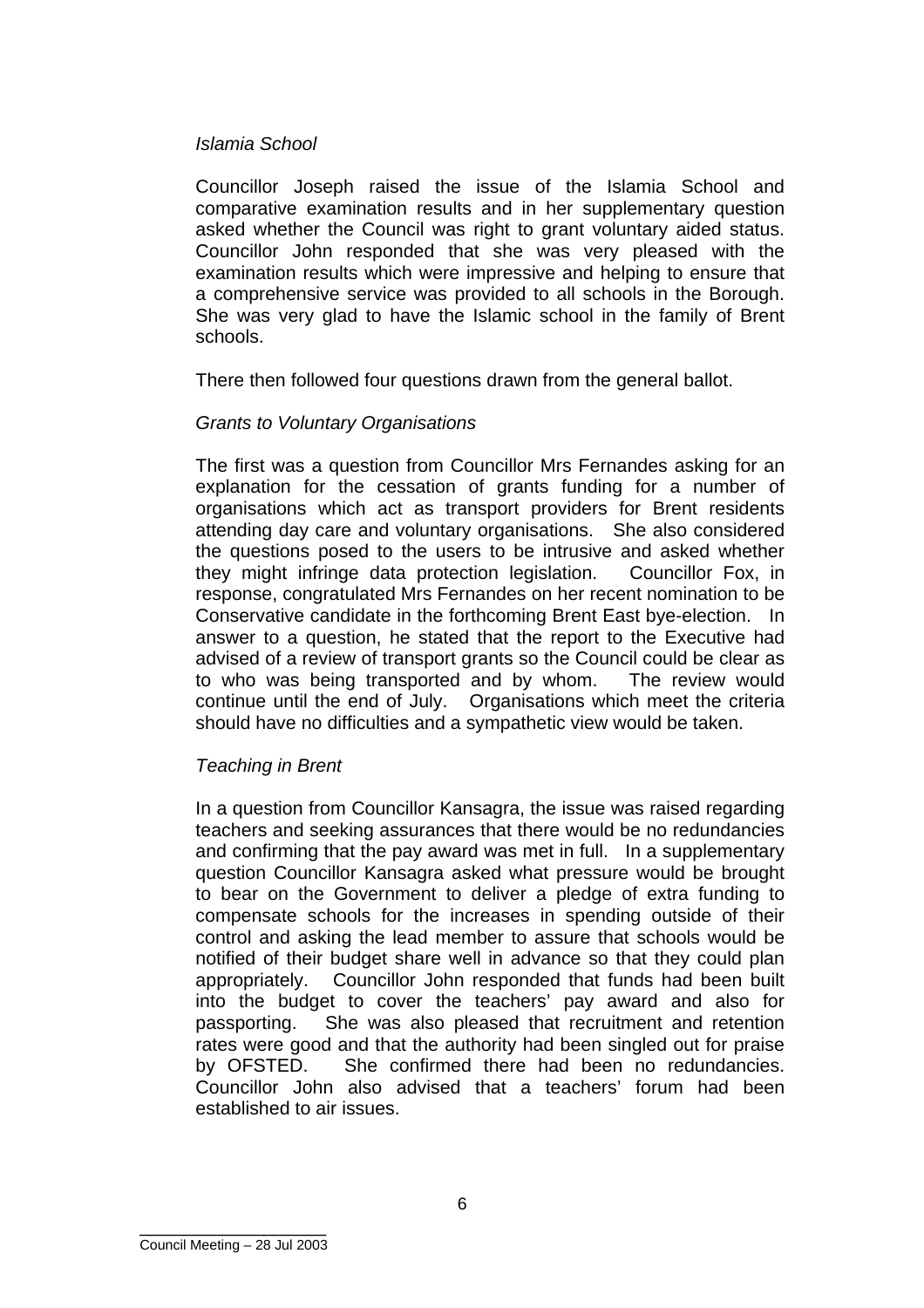*Islamia School*

Councillor Joseph raised the issue of the Islamia School and comparative examination results and in her supplementary question asked whether the Council was right to grant voluntary aided status. Councillor John responded that she was very pleased with the examination results which were impressive and helping to ensure that a comprehensive service was provided to all schools in the Borough. She was very glad to have the Islamic school in the family of Brent schools.

There then followed four questions drawn from the general ballot.

*Grants to Voluntary Organisations*

The first was a question from Councillor Mrs Fernandes asking for an explanation for the cessation of grants funding for a number of organisations which act as transport providers for Brent residents attending day care and voluntary organisations. She also considered the questions posed to the users to be intrusive and asked whether they might infringe data protection legislation. Councillor Fox, in response, congratulated Mrs Fernandes on her recent nomination to be Conservative candidate in the forthcoming Brent East bye-election. In answer to a question, he stated that the report to the Executive had advised of a review of transport grants so the Council could be clear as to who was being transported and by whom. The review would continue until the end of July. Organisations which meet the criteria should have no difficulties and a sympathetic view would be taken.

*Teaching in Brent*

In a question from Councillor Kansagra, the issue was raised regarding teachers and seeking assurances that there would be no redundancies and confirming that the pay award was met in full. In a supplementary question Councillor Kansagra asked what pressure would be brought to bear on the Government to deliver a pledge of extra funding to compensate schools for the increases in spending outside of their control and asking the lead member to assure that schools would be notified of their budget share well in advance so that they could plan appropriately. Councillor John responded that funds had been built into the budget to cover the teachers' pay award and also for passporting. She was also pleased that recruitment and retention rates were good and that the authority had been singled out for praise by OFSTED. She confirmed there had been no redundancies. Councillor John also advised that a teachers' forum had been established to air issues.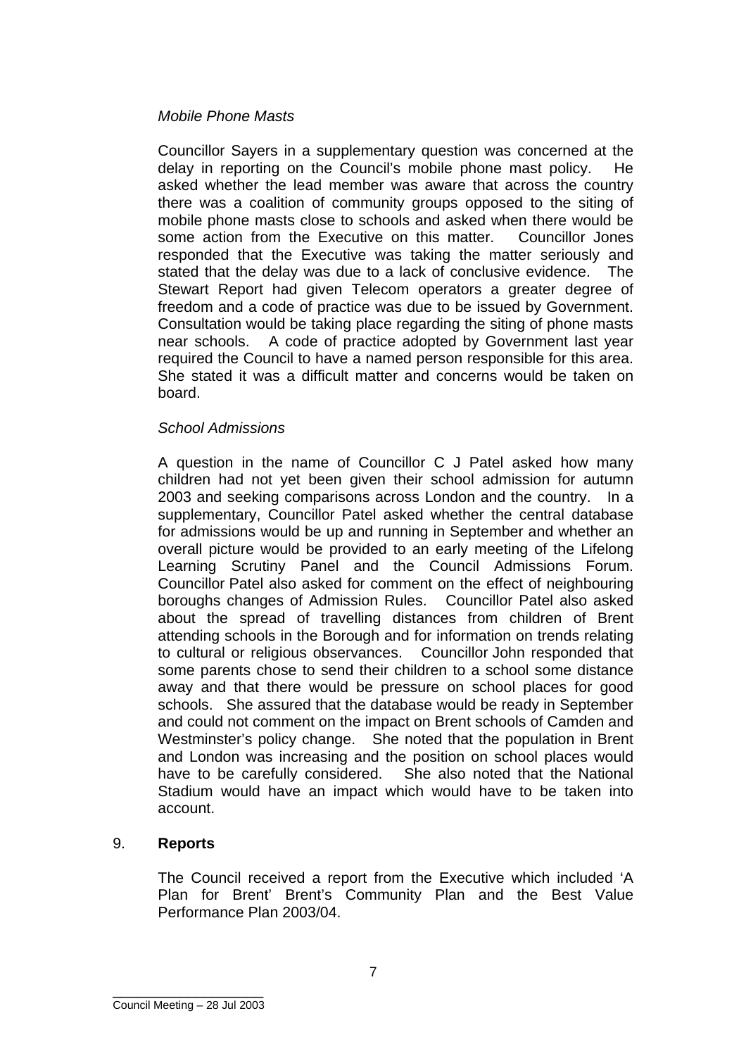*Mobile Phone Masts*

Councillor Sayers in a supplementary question was concerned at the delay in reporting on the Council's mobile phone mast policy. He asked whether the lead member was aware that across the country there was a coalition of community groups opposed to the siting of mobile phone masts close to schools and asked when there would be some action from the Executive on this matter. Councillor Jones responded that the Executive was taking the matter seriously and stated that the delay was due to a lack of conclusive evidence. The Stewart Report had given Telecom operators a greater degree of freedom and a code of practice was due to be issued by Government. Consultation would be taking place regarding the siting of phone masts near schools. A code of practice adopted by Government last year required the Council to have a named person responsible for this area. She stated it was a difficult matter and concerns would be taken on board.

*School Admissions*

A question in the name of Councillor C J Patel asked how many children had not yet been given their school admission for autumn 2003 and seeking comparisons across London and the country. In a supplementary, Councillor Patel asked whether the central database for admissions would be up and running in September and whether an overall picture would be provided to an early meeting of the Lifelong Learning Scrutiny Panel and the Council Admissions Forum. Councillor Patel also asked for comment on the effect of neighbouring boroughs changes of Admission Rules. Councillor Patel also asked about the spread of travelling distances from children of Brent attending schools in the Borough and for information on trends relating to cultural or religious observances. Councillor John responded that some parents chose to send their children to a school some distance away and that there would be pressure on school places for good schools. She assured that the database would be ready in September and could not comment on the impact on Brent schools of Camden and Westminster's policy change. She noted that the population in Brent and London was increasing and the position on school places would have to be carefully considered. She also noted that the National Stadium would have an impact which would have to be taken into account.

9. **Reports**

The Council received a report from the Executive which included 'A Plan for Brent' Brent's Community Plan and the Best Value Performance Plan 2003/04.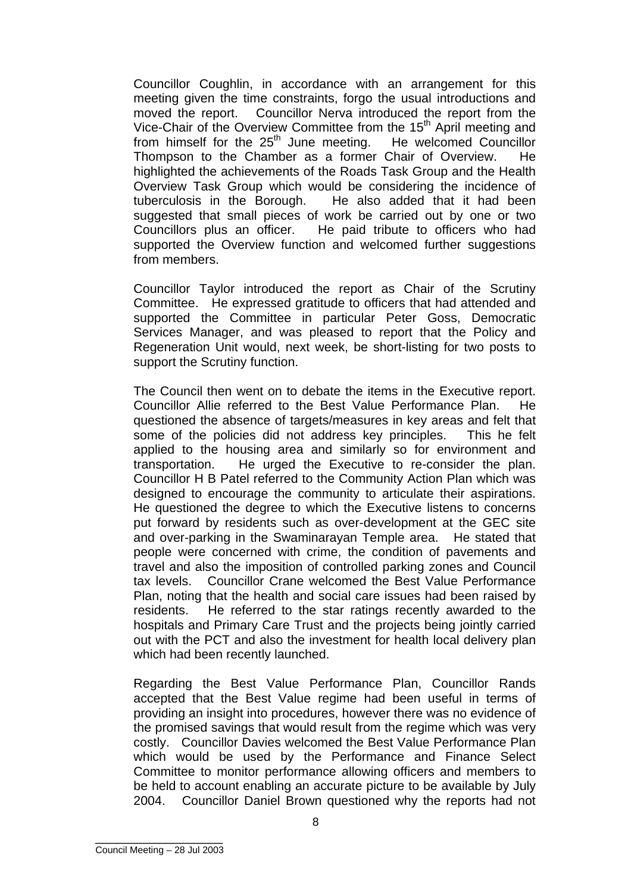Councillor Coughlin, in accordance with an arrangement for this meeting given the time constraints, forgo the usual introductions and moved the report. Councillor Nerva introduced the report from the Vice-Chair of the Overview Committee from the 15th April meeting and from himself for the 25th June meeting. He welcomed Councillor Thompson to the Chamber as a former Chair of Overview. He highlighted the achievements of the Roads Task Group and the Health Overview Task Group which would be considering the incidence of tuberculosis in the Borough. He also added that it had been suggested that small pieces of work be carried out by one or two Councillors plus an officer. He paid tribute to officers who had supported the Overview function and welcomed further suggestions from members.

Councillor Taylor introduced the report as Chair of the Scrutiny Committee. He expressed gratitude to officers that had attended and supported the Committee in particular Peter Goss, Democratic Services Manager, and was pleased to report that the Policy and Regeneration Unit would, next week, be short-listing for two posts to support the Scrutiny function.

The Council then went on to debate the items in the Executive report. Councillor Allie referred to the Best Value Performance Plan. He questioned the absence of targets/measures in key areas and felt that some of the policies did not address key principles. This he felt applied to the housing area and similarly so for environment and transportation. He urged the Executive to re-consider the plan. Councillor H B Patel referred to the Community Action Plan which was designed to encourage the community to articulate their aspirations. He questioned the degree to which the Executive listens to concerns put forward by residents such as over-development at the GEC site and over-parking in the Swaminarayan Temple area. He stated that people were concerned with crime, the condition of pavements and travel and also the imposition of controlled parking zones and Council tax levels. Councillor Crane welcomed the Best Value Performance Plan, noting that the health and social care issues had been raised by residents. He referred to the star ratings recently awarded to the hospitals and Primary Care Trust and the projects being jointly carried out with the PCT and also the investment for health local delivery plan which had been recently launched.

Regarding the Best Value Performance Plan, Councillor Rands accepted that the Best Value regime had been useful in terms of providing an insight into procedures, however there was no evidence of the promised savings that would result from the regime which was very costly. Councillor Davies welcomed the Best Value Performance Plan which would be used by the Performance and Finance Select Committee to monitor performance allowing officers and members to be held to account enabling an accurate picture to be available by July 2004. Councillor Daniel Brown questioned why the reports had not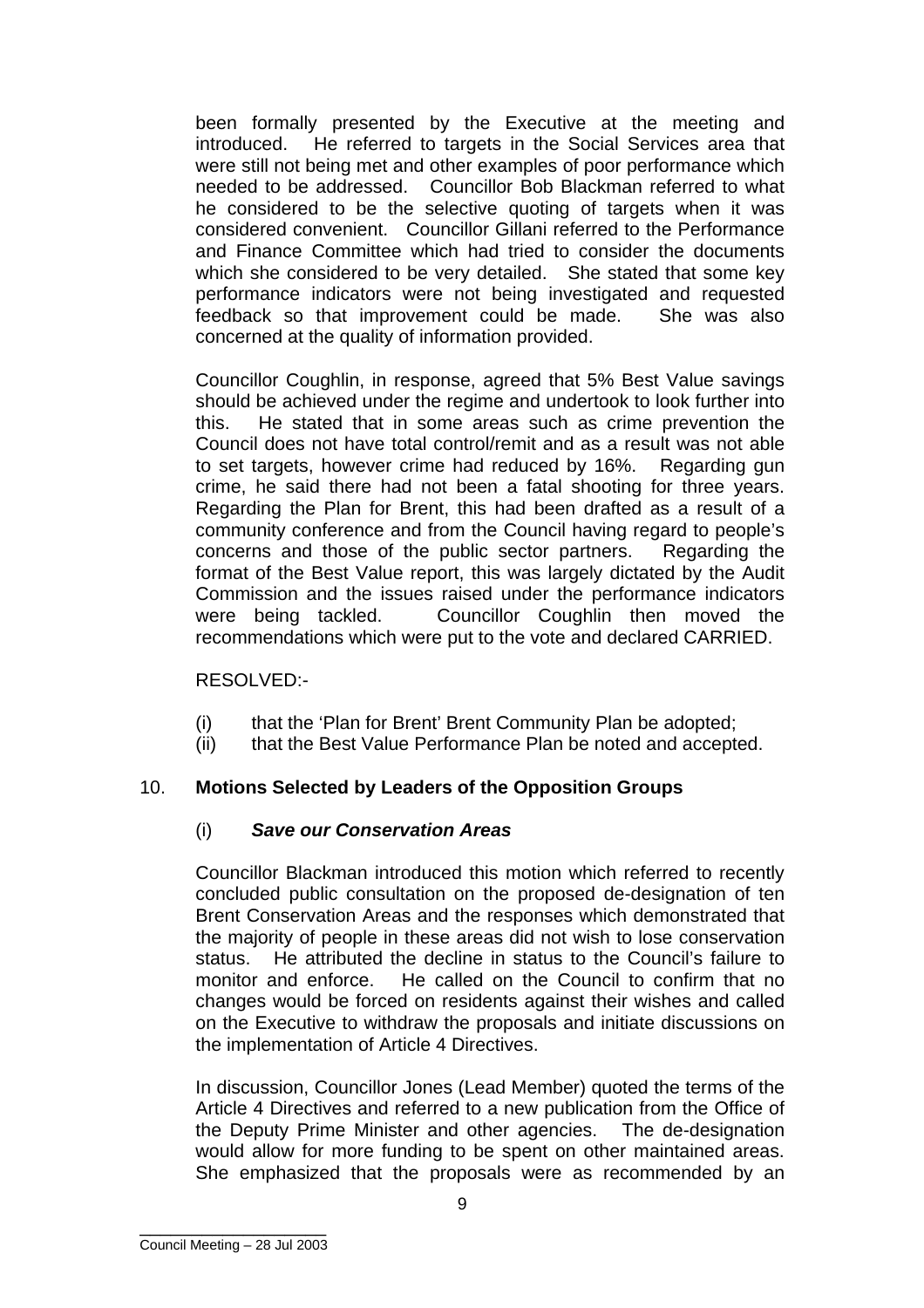been formally presented by the Executive at the meeting and introduced. He referred to targets in the Social Services area that were still not being met and other examples of poor performance which needed to be addressed. Councillor Bob Blackman referred to what he considered to be the selective quoting of targets when it was considered convenient. Councillor Gillani referred to the Performance and Finance Committee which had tried to consider the documents which she considered to be very detailed. She stated that some key performance indicators were not being investigated and requested feedback so that improvement could be made. She was also concerned at the quality of information provided.

Councillor Coughlin, in response, agreed that 5% Best Value savings should be achieved under the regime and undertook to look further into this. He stated that in some areas such as crime prevention the Council does not have total control/remit and as a result was not able to set targets, however crime had reduced by 16%. Regarding gun crime, he said there had not been a fatal shooting for three years. Regarding the Plan for Brent, this had been drafted as a result of a community conference and from the Council having regard to people's concerns and those of the public sector partners. Regarding the format of the Best Value report, this was largely dictated by the Audit Commission and the issues raised under the performance indicators were being tackled. Councillor Coughlin then moved the recommendations which were put to the vote and declared CARRIED.

RESOLVED:-

(i) that the 'Plan for Brent' Brent Community Plan be adopted;
(ii) that the Best Value Performance Plan be noted and accepted.

## 10. Motions Selected by Leaders of the Opposition Groups

### (i) ***Save our Conservation Areas***

Councillor Blackman introduced this motion which referred to recently concluded public consultation on the proposed de-designation of ten Brent Conservation Areas and the responses which demonstrated that the majority of people in these areas did not wish to lose conservation status. He attributed the decline in status to the Council's failure to monitor and enforce. He called on the Council to confirm that no changes would be forced on residents against their wishes and called on the Executive to withdraw the proposals and initiate discussions on the implementation of Article 4 Directives.

In discussion, Councillor Jones (Lead Member) quoted the terms of the Article 4 Directives and referred to a new publication from the Office of the Deputy Prime Minister and other agencies. The de-designation would allow for more funding to be spent on other maintained areas. She emphasized that the proposals were as recommended by an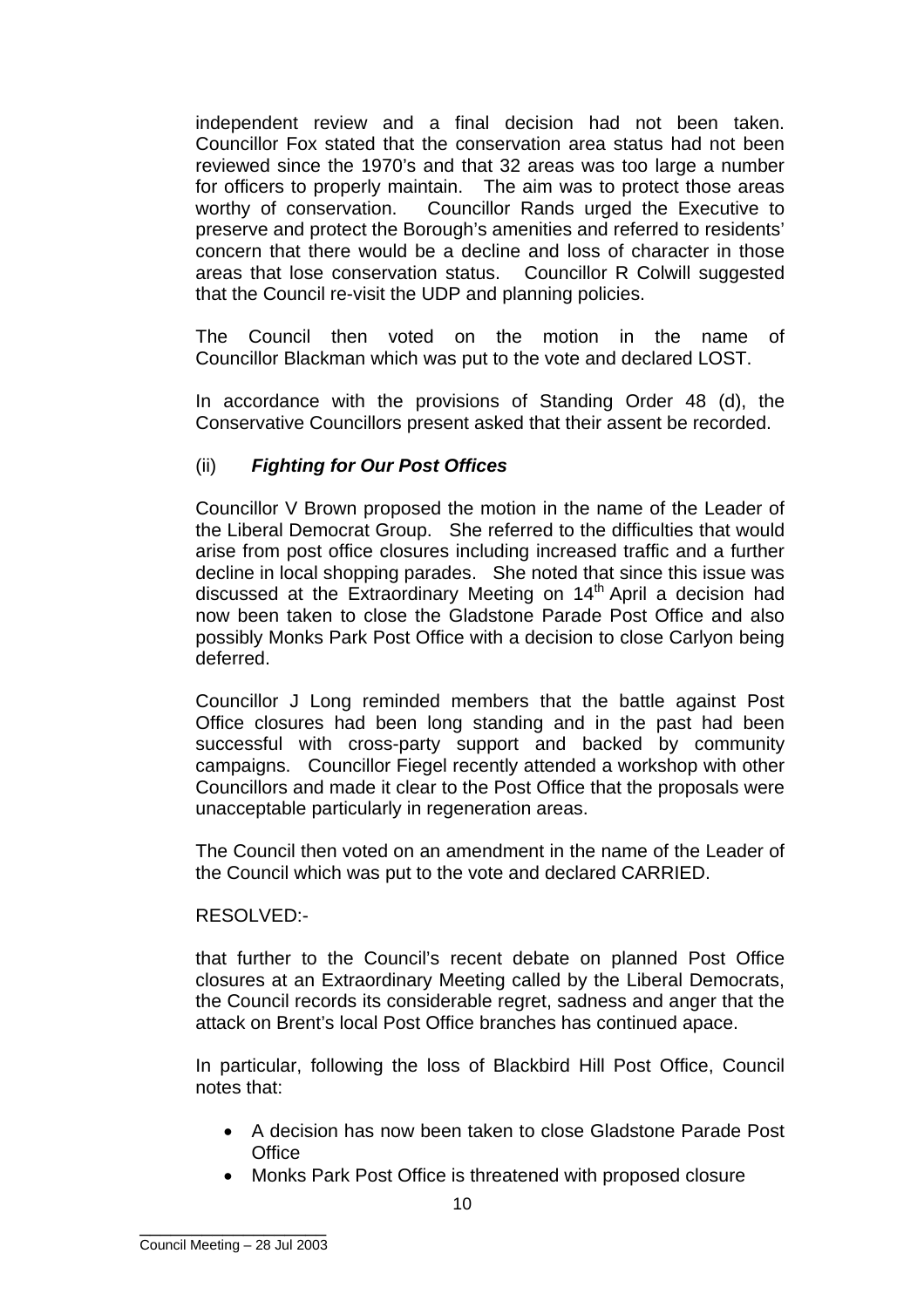independent review and a final decision had not been taken. Councillor Fox stated that the conservation area status had not been reviewed since the 1970's and that 32 areas was too large a number for officers to properly maintain. The aim was to protect those areas worthy of conservation. Councillor Rands urged the Executive to preserve and protect the Borough's amenities and referred to residents' concern that there would be a decline and loss of character in those areas that lose conservation status. Councillor R Colwill suggested that the Council re-visit the UDP and planning policies.

The Council then voted on the motion in the name of Councillor Blackman which was put to the vote and declared LOST.

In accordance with the provisions of Standing Order 48 (d), the Conservative Councillors present asked that their assent be recorded.

(ii) ***Fighting for Our Post Offices***

Councillor V Brown proposed the motion in the name of the Leader of the Liberal Democrat Group. She referred to the difficulties that would arise from post office closures including increased traffic and a further decline in local shopping parades. She noted that since this issue was discussed at the Extraordinary Meeting on 14th April a decision had now been taken to close the Gladstone Parade Post Office and also possibly Monks Park Post Office with a decision to close Carlyon being deferred.

Councillor J Long reminded members that the battle against Post Office closures had been long standing and in the past had been successful with cross-party support and backed by community campaigns. Councillor Fiegel recently attended a workshop with other Councillors and made it clear to the Post Office that the proposals were unacceptable particularly in regeneration areas.

The Council then voted on an amendment in the name of the Leader of the Council which was put to the vote and declared CARRIED.

RESOLVED:-

that further to the Council's recent debate on planned Post Office closures at an Extraordinary Meeting called by the Liberal Democrats, the Council records its considerable regret, sadness and anger that the attack on Brent's local Post Office branches has continued apace.

In particular, following the loss of Blackbird Hill Post Office, Council notes that:

- A decision has now been taken to close Gladstone Parade Post Office
- Monks Park Post Office is threatened with proposed closure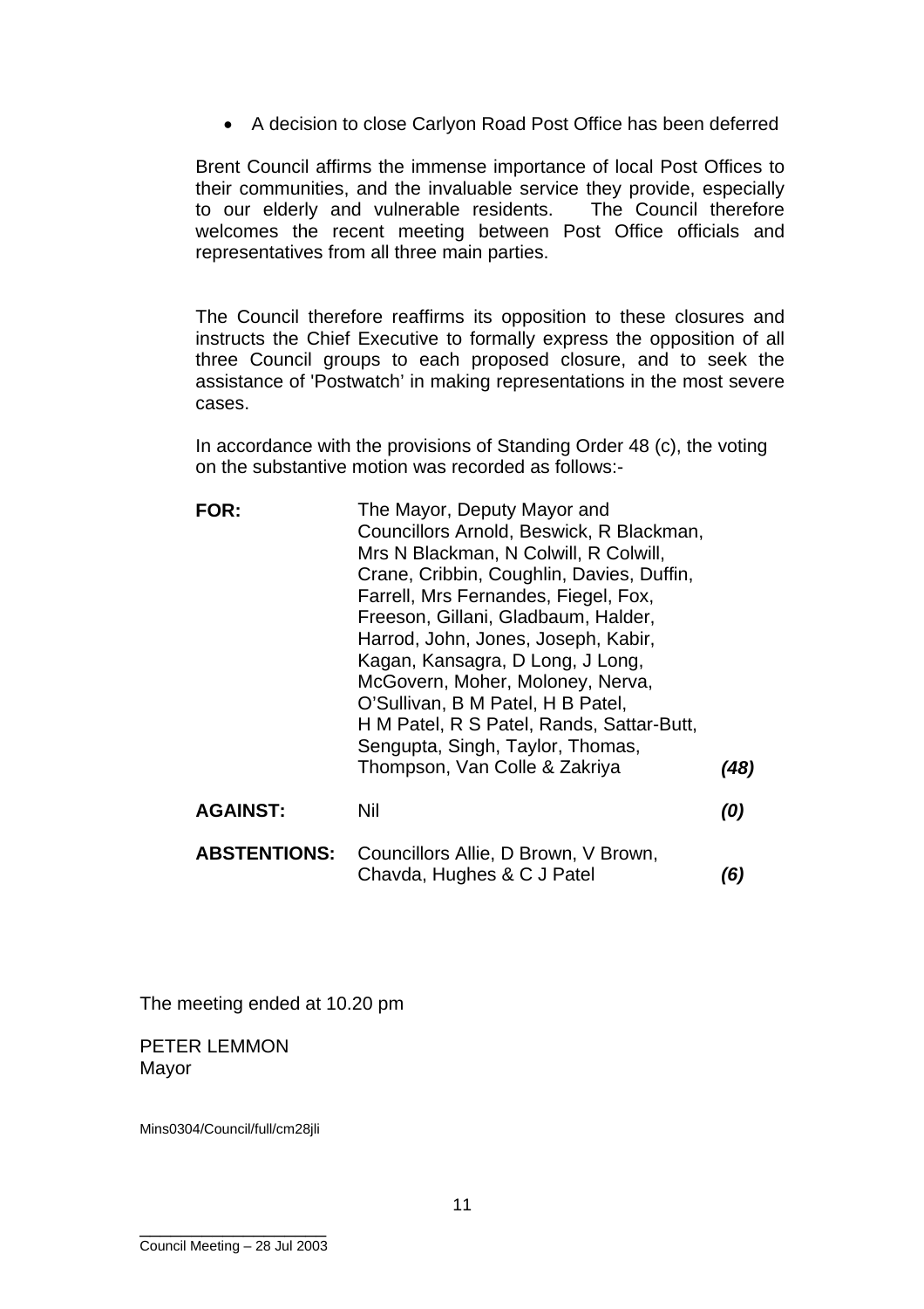- A decision to close Carlyon Road Post Office has been deferred

Brent Council affirms the immense importance of local Post Offices to their communities, and the invaluable service they provide, especially to our elderly and vulnerable residents. The Council therefore welcomes the recent meeting between Post Office officials and representatives from all three main parties.

The Council therefore reaffirms its opposition to these closures and instructs the Chief Executive to formally express the opposition of all three Council groups to each proposed closure, and to seek the assistance of 'Postwatch' in making representations in the most severe cases.

In accordance with the provisions of Standing Order 48 (c), the voting on the substantive motion was recorded as follows:-

| | | |
|---|---|---|
| **FOR:** | The Mayor, Deputy Mayor and Councillors Arnold, Beswick, R Blackman, Mrs N Blackman, N Colwill, R Colwill, Crane, Cribbin, Coughlin, Davies, Duffin, Farrell, Mrs Fernandes, Fiegel, Fox, Freeson, Gillani, Gladbaum, Halder, Harrod, John, Jones, Joseph, Kabir, Kagan, Kansagra, D Long, J Long, McGovern, Moher, Moloney, Nerva, O'Sullivan, B M Patel, H B Patel, H M Patel, R S Patel, Rands, Sattar-Butt, Sengupta, Singh, Taylor, Thomas, Thompson, Van Colle & Zakriya | ***(48)*** |
| **AGAINST:** | Nil | ***(0)*** |
| **ABSTENTIONS:** | Councillors Allie, D Brown, V Brown, Chavda, Hughes & C J Patel | ***(6)*** |

The meeting ended at 10.20 pm

PETER LEMMON
Mayor

Mins0304/Council/full/cm28jli